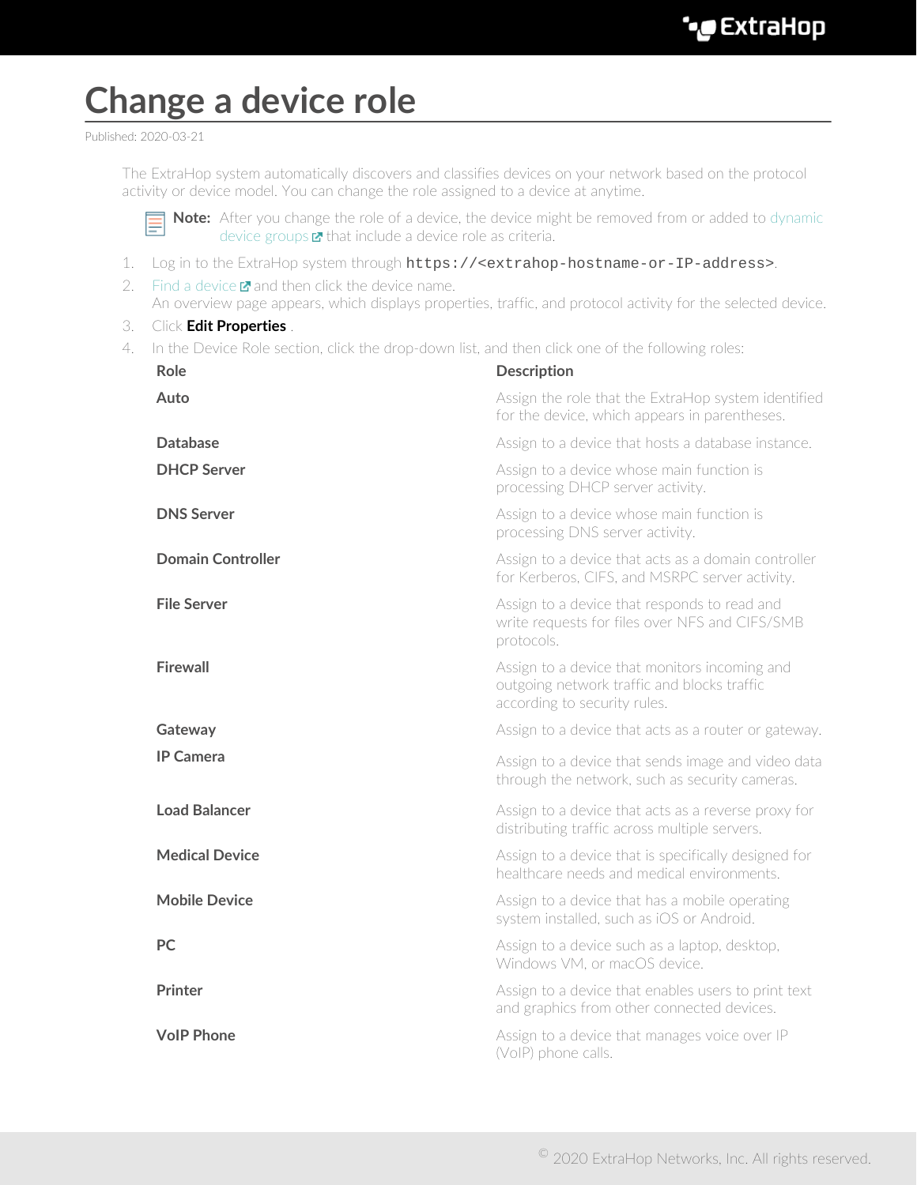# Change a device role

Published: 2020-03-21

The ExtraHop system automatically discovers and classifies devices on your network based on the protocol activity or device model. You can change the role assigned to a device at anytime.

**Note:** After you change the role of a device, the device might be removed from or added to dynamic device groups that include a device role as criteria.

1. Log in to the ExtraHop system through `https://<extrahop-hostname-or-IP-address>`.
2. Find a device and then click the device name.
   An overview page appears, which displays properties, traffic, and protocol activity for the selected device.
3. Click **Edit Properties** .
4. In the Device Role section, click the drop-down list, and then click one of the following roles:

| Role | Description |
| --- | --- |
| **Auto** | Assign the role that the ExtraHop system identified for the device, which appears in parentheses. |
| **Database** | Assign to a device that hosts a database instance. |
| **DHCP Server** | Assign to a device whose main function is processing DHCP server activity. |
| **DNS Server** | Assign to a device whose main function is processing DNS server activity. |
| **Domain Controller** | Assign to a device that acts as a domain controller for Kerberos, CIFS, and MSRPC server activity. |
| **File Server** | Assign to a device that responds to read and write requests for files over NFS and CIFS/SMB protocols. |
| **Firewall** | Assign to a device that monitors incoming and outgoing network traffic and blocks traffic according to security rules. |
| **Gateway** | Assign to a device that acts as a router or gateway. |
| **IP Camera** | Assign to a device that sends image and video data through the network, such as security cameras. |
| **Load Balancer** | Assign to a device that acts as a reverse proxy for distributing traffic across multiple servers. |
| **Medical Device** | Assign to a device that is specifically designed for healthcare needs and medical environments. |
| **Mobile Device** | Assign to a device that has a mobile operating system installed, such as iOS or Android. |
| **PC** | Assign to a device such as a laptop, desktop, Windows VM, or macOS device. |
| **Printer** | Assign to a device that enables users to print text and graphics from other connected devices. |
| **VoIP Phone** | Assign to a device that manages voice over IP (VoIP) phone calls. |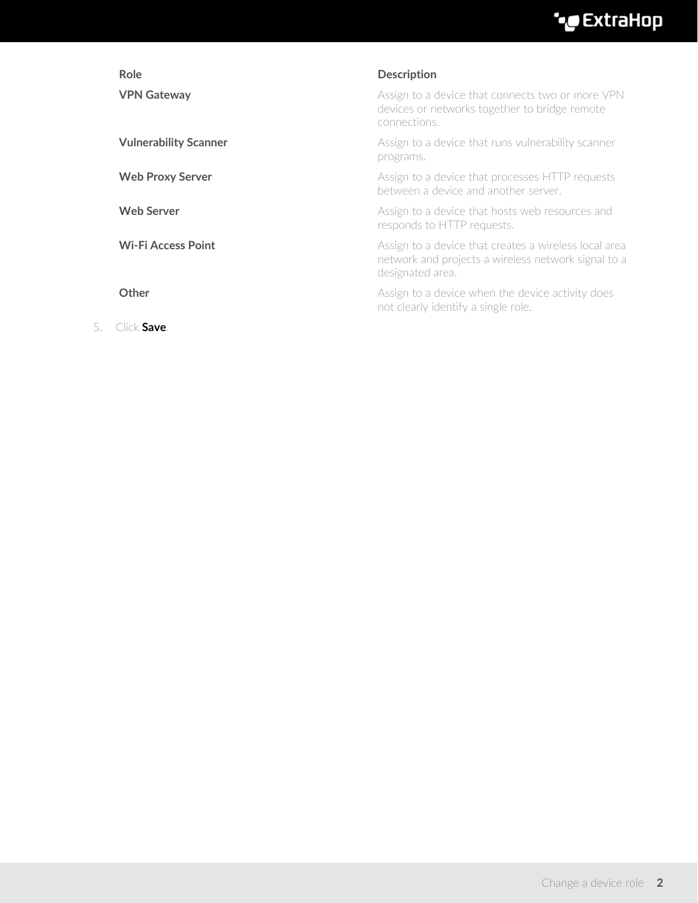| Role | Description |
| --- | --- |
| **VPN Gateway** | Assign to a device that connects two or more VPN devices or networks together to bridge remote connections. |
| **Vulnerability Scanner** | Assign to a device that runs vulnerability scanner programs. |
| **Web Proxy Server** | Assign to a device that processes HTTP requests between a device and another server. |
| **Web Server** | Assign to a device that hosts web resources and responds to HTTP requests. |
| **Wi-Fi Access Point** | Assign to a device that creates a wireless local area network and projects a wireless network signal to a designated area. |
| **Other** | Assign to a device when the device activity does not clearly identify a single role. |

5. Click **Save**.